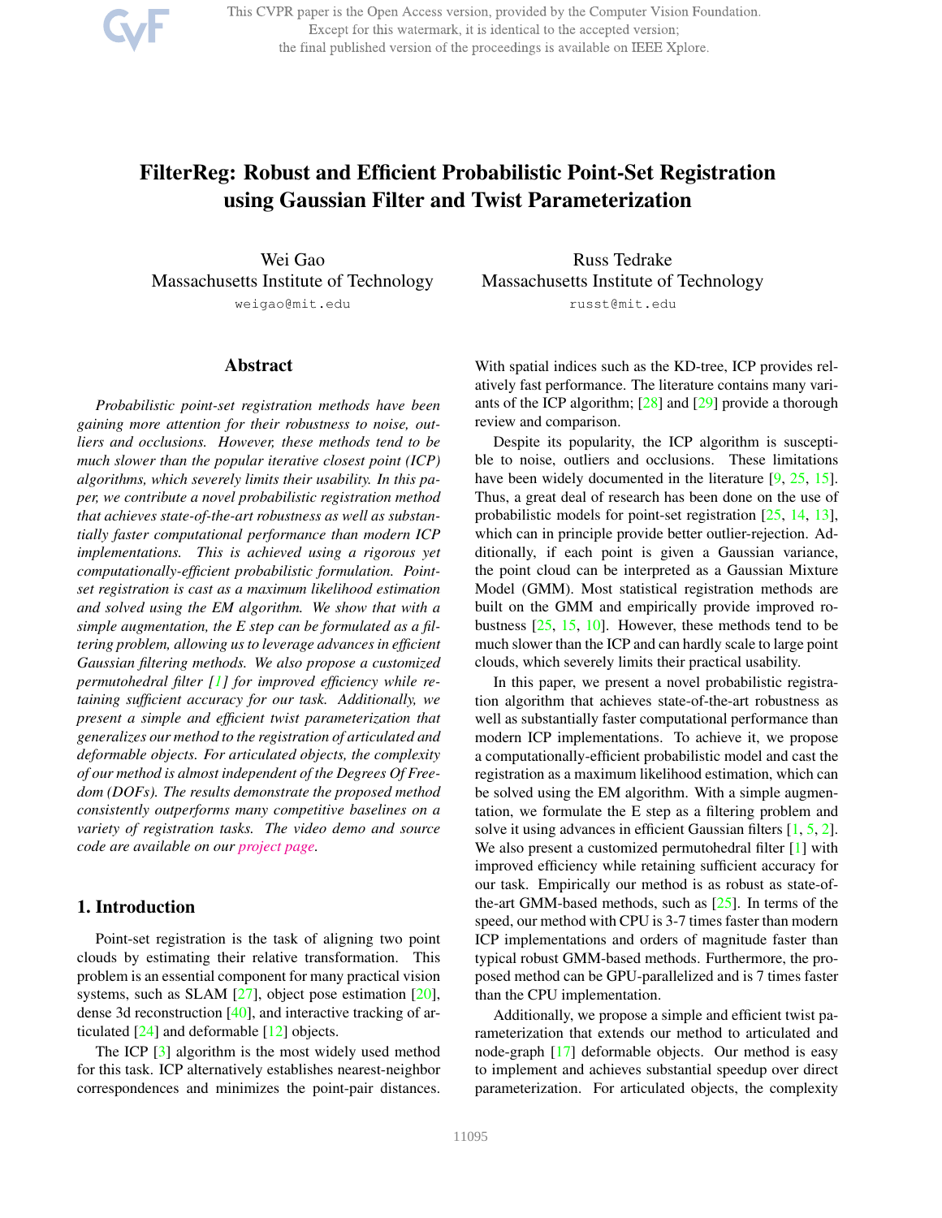# FilterReg: Robust and Efficient Probabilistic Point-Set Registration using Gaussian Filter and Twist Parameterization

Wei Gao
Massachusetts Institute of Technology
weigao@mit.edu

Russ Tedrake
Massachusetts Institute of Technology
russt@mit.edu

## Abstract

*Probabilistic point-set registration methods have been gaining more attention for their robustness to noise, outliers and occlusions. However, these methods tend to be much slower than the popular iterative closest point (ICP) algorithms, which severely limits their usability. In this paper, we contribute a novel probabilistic registration method that achieves state-of-the-art robustness as well as substantially faster computational performance than modern ICP implementations. This is achieved using a rigorous yet computationally-efficient probabilistic formulation. Point-set registration is cast as a maximum likelihood estimation and solved using the EM algorithm. We show that with a simple augmentation, the E step can be formulated as a filtering problem, allowing us to leverage advances in efficient Gaussian filtering methods. We also propose a customized permutohedral filter [1] for improved efficiency while retaining sufficient accuracy for our task. Additionally, we present a simple and efficient twist parameterization that generalizes our method to the registration of articulated and deformable objects. For articulated objects, the complexity of our method is almost independent of the Degrees Of Freedom (DOFs). The results demonstrate the proposed method consistently outperforms many competitive baselines on a variety of registration tasks. The video demo and source code are available on our project page.*

## 1. Introduction

Point-set registration is the task of aligning two point clouds by estimating their relative transformation. This problem is an essential component for many practical vision systems, such as SLAM [27], object pose estimation [20], dense 3d reconstruction [40], and interactive tracking of articulated [24] and deformable [12] objects.

The ICP [3] algorithm is the most widely used method for this task. ICP alternatively establishes nearest-neighbor correspondences and minimizes the point-pair distances. With spatial indices such as the KD-tree, ICP provides relatively fast performance. The literature contains many variants of the ICP algorithm; [28] and [29] provide a thorough review and comparison.

Despite its popularity, the ICP algorithm is susceptible to noise, outliers and occlusions. These limitations have been widely documented in the literature [9, 25, 15]. Thus, a great deal of research has been done on the use of probabilistic models for point-set registration [25, 14, 13], which can in principle provide better outlier-rejection. Additionally, if each point is given a Gaussian variance, the point cloud can be interpreted as a Gaussian Mixture Model (GMM). Most statistical registration methods are built on the GMM and empirically provide improved robustness [25, 15, 10]. However, these methods tend to be much slower than the ICP and can hardly scale to large point clouds, which severely limits their practical usability.

In this paper, we present a novel probabilistic registration algorithm that achieves state-of-the-art robustness as well as substantially faster computational performance than modern ICP implementations. To achieve it, we propose a computationally-efficient probabilistic model and cast the registration as a maximum likelihood estimation, which can be solved using the EM algorithm. With a simple augmentation, we formulate the E step as a filtering problem and solve it using advances in efficient Gaussian filters [1, 5, 2]. We also present a customized permutohedral filter [1] with improved efficiency while retaining sufficient accuracy for our task. Empirically our method is as robust as state-of-the-art GMM-based methods, such as [25]. In terms of the speed, our method with CPU is 3-7 times faster than modern ICP implementations and orders of magnitude faster than typical robust GMM-based methods. Furthermore, the proposed method can be GPU-parallelized and is 7 times faster than the CPU implementation.

Additionally, we propose a simple and efficient twist parameterization that extends our method to articulated and node-graph [17] deformable objects. Our method is easy to implement and achieves substantial speedup over direct parameterization. For articulated objects, the complexity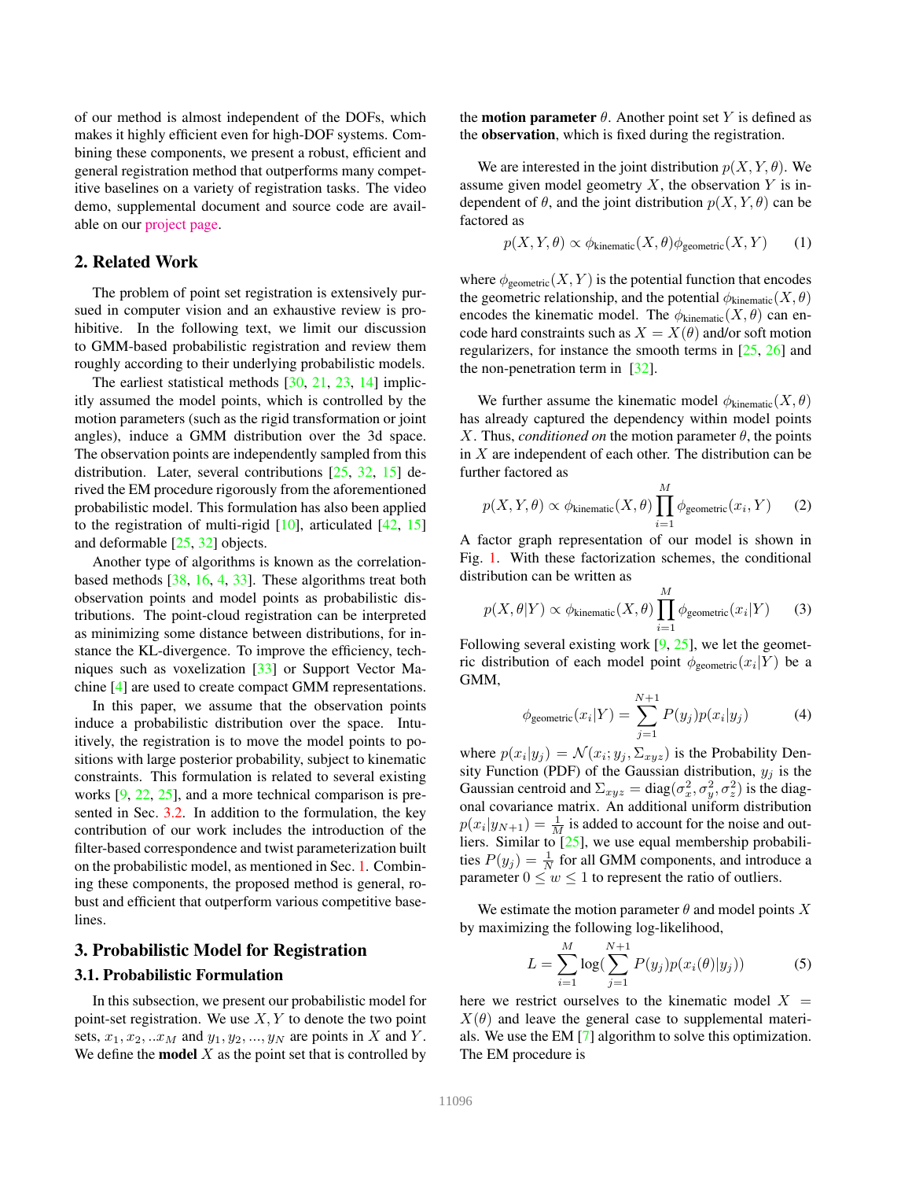of our method is almost independent of the DOFs, which makes it highly efficient even for high-DOF systems. Combining these components, we present a robust, efficient and general registration method that outperforms many competitive baselines on a variety of registration tasks. The video demo, supplemental document and source code are available on our project page.

## 2. Related Work

The problem of point set registration is extensively pursued in computer vision and an exhaustive review is prohibitive. In the following text, we limit our discussion to GMM-based probabilistic registration and review them roughly according to their underlying probabilistic models.

The earliest statistical methods [30, 21, 23, 14] implicitly assumed the model points, which is controlled by the motion parameters (such as the rigid transformation or joint angles), induce a GMM distribution over the 3d space. The observation points are independently sampled from this distribution. Later, several contributions [25, 32, 15] derived the EM procedure rigorously from the aforementioned probabilistic model. This formulation has also been applied to the registration of multi-rigid [10], articulated [42, 15] and deformable [25, 32] objects.

Another type of algorithms is known as the correlation-based methods [38, 16, 4, 33]. These algorithms treat both observation points and model points as probabilistic distributions. The point-cloud registration can be interpreted as minimizing some distance between distributions, for instance the KL-divergence. To improve the efficiency, techniques such as voxelization [33] or Support Vector Machine [4] are used to create compact GMM representations.

In this paper, we assume that the observation points induce a probabilistic distribution over the space. Intuitively, the registration is to move the model points to positions with large posterior probability, subject to kinematic constraints. This formulation is related to several existing works [9, 22, 25], and a more technical comparison is presented in Sec. 3.2. In addition to the formulation, the key contribution of our work includes the introduction of the filter-based correspondence and twist parameterization built on the probabilistic model, as mentioned in Sec. 1. Combining these components, the proposed method is general, robust and efficient that outperform various competitive baselines.

## 3. Probabilistic Model for Registration

### 3.1. Probabilistic Formulation

In this subsection, we present our probabilistic model for point-set registration. We use $X, Y$ to denote the two point sets, $x_1, x_2, ..x_M$ and $y_1, y_2, ..., y_N$ are points in $X$ and $Y$. We define the **model** $X$ as the point set that is controlled by the **motion parameter** $\theta$. Another point set $Y$ is defined as the **observation**, which is fixed during the registration.

We are interested in the joint distribution $p(X, Y, \theta)$. We assume given model geometry $X$, the observation $Y$ is independent of $\theta$, and the joint distribution $p(X, Y, \theta)$ can be factored as

$$p(X, Y, \theta) \propto \phi_{\text{kinematic}}(X, \theta)\phi_{\text{geometric}}(X, Y) \tag{1}$$

where $\phi_{\text{geometric}}(X, Y)$ is the potential function that encodes the geometric relationship, and the potential $\phi_{\text{kinematic}}(X, \theta)$ encodes the kinematic model. The $\phi_{\text{kinematic}}(X, \theta)$ can encode hard constraints such as $X = X(\theta)$ and/or soft motion regularizers, for instance the smooth terms in [25, 26] and the non-penetration term in [32].

We further assume the kinematic model $\phi_{\text{kinematic}}(X, \theta)$ has already captured the dependency within model points $X$. Thus, *conditioned on* the motion parameter $\theta$, the points in $X$ are independent of each other. The distribution can be further factored as

$$p(X, Y, \theta) \propto \phi_{\text{kinematic}}(X, \theta) \prod_{i=1}^{M} \phi_{\text{geometric}}(x_i, Y) \tag{2}$$

A factor graph representation of our model is shown in Fig. 1. With these factorization schemes, the conditional distribution can be written as

$$p(X, \theta | Y) \propto \phi_{\text{kinematic}}(X, \theta) \prod_{i=1}^{M} \phi_{\text{geometric}}(x_i | Y) \tag{3}$$

Following several existing work [9, 25], we let the geometric distribution of each model point $\phi_{\text{geometric}}(x_i|Y)$ be a GMM,

$$\phi_{\text{geometric}}(x_i|Y) = \sum_{j=1}^{N+1} P(y_j)p(x_i|y_j) \tag{4}$$

where $p(x_i|y_j) = \mathcal{N}(x_i; y_j, \Sigma_{xyz})$ is the Probability Density Function (PDF) of the Gaussian distribution, $y_j$ is the Gaussian centroid and $\Sigma_{xyz} = \text{diag}(\sigma_x^2, \sigma_y^2, \sigma_z^2)$ is the diagonal covariance matrix. An additional uniform distribution $p(x_i|y_{N+1}) = \frac{1}{M}$ is added to account for the noise and outliers. Similar to [25], we use equal membership probabilities $P(y_j) = \frac{1}{N}$ for all GMM components, and introduce a parameter $0 \leq w \leq 1$ to represent the ratio of outliers.

We estimate the motion parameter $\theta$ and model points $X$ by maximizing the following log-likelihood,

$$L = \sum_{i=1}^{M} \log(\sum_{j=1}^{N+1} P(y_j)p(x_i(\theta)|y_j)) \tag{5}$$

here we restrict ourselves to the kinematic model $X = X(\theta)$ and leave the general case to supplemental materials. We use the EM [7] algorithm to solve this optimization. The EM procedure is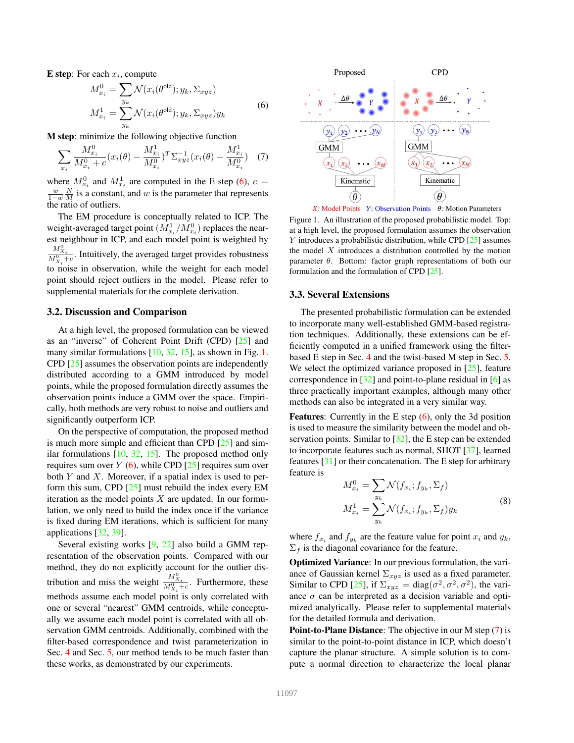**E step**: For each $x_i$, compute

$$
\begin{aligned}
M_{x_i}^0 &= \sum_{y_k} \mathcal{N}(x_i(\theta^{\text{old}}); y_k, \Sigma_{xyz}) \\
M_{x_i}^1 &= \sum_{y_k} \mathcal{N}(x_i(\theta^{\text{old}}); y_k, \Sigma_{xyz}) y_k
\end{aligned} \tag{6}
$$

**M step**: minimize the following objective function

$$
\sum_{x_i} \frac{M_{x_i}^0}{M_{x_i}^0 + c} (x_i(\theta) - \frac{M_{x_i}^1}{M_{x_i}^0})^T \Sigma_{xyz}^{-1} (x_i(\theta) - \frac{M_{x_i}^1}{M_{x_i}^0}) \tag{7}
$$

where $M_{x_i}^0$ and $M_{x_i}^1$ are computed in the E step (6), $c = \frac{w}{1-w}\frac{N}{M}$ is a constant, and $w$ is the parameter that represents the ratio of outliers.

The EM procedure is conceptually related to ICP. The weight-averaged target point ($M_{x_i}^1 / M_{x_i}^0$) replaces the nearest neighbour in ICP, and each model point is weighted by $\frac{M_{X_i}^0}{M_{X_i}^0 + c}$. Intuitively, the averaged target provides robustness to noise in observation, while the weight for each model point should reject outliers in the model. Please refer to supplemental materials for the complete derivation.

## 3.2. Discussion and Comparison

At a high level, the proposed formulation can be viewed as an "inverse" of Coherent Point Drift (CPD) [25] and many similar formulations [10, 32, 15], as shown in Fig. 1. CPD [25] assumes the observation points are independently distributed according to a GMM introduced by model points, while the proposed formulation directly assumes the observation points induce a GMM over the space. Empirically, both methods are very robust to noise and outliers and significantly outperform ICP.

On the perspective of computation, the proposed method is much more simple and efficient than CPD [25] and similar formulations [10, 32, 15]. The proposed method only requires sum over $Y$ (6), while CPD [25] requires sum over both $Y$ and $X$. Moreover, if a spatial index is used to perform this sum, CPD [25] must rebuild the index every EM iteration as the model points $X$ are updated. In our formulation, we only need to build the index once if the variance is fixed during EM iterations, which is sufficient for many applications [32, 39].

Several existing works [9, 22] also build a GMM representation of the observation points. Compared with our method, they do not explicitly account for the outlier distribution and miss the weight $\frac{M_{X_i}^0}{M_{X_i}^0 + c}$. Furthermore, these methods assume each model point is only correlated with one or several "nearest" GMM centroids, while conceptually we assume each model point is correlated with all observation GMM centroids. Additionally, combined with the filter-based correspondence and twist parameterization in Sec. 4 and Sec. 5, our method tends to be much faster than these works, as demonstrated by our experiments.

*X*: Model Points *Y*: Observation Points $\theta$: Motion Parameters

Figure 1. An illustration of the proposed probabilistic model. Top: at a high level, the proposed formulation assumes the observation $Y$ introduces a probabilistic distribution, while CPD [25] assumes the model $X$ introduces a distribution controlled by the motion parameter $\theta$. Bottom: factor graph representations of both our formulation and the formulation of CPD [25].

## 3.3. Several Extensions

The presented probabilistic formulation can be extended to incorporate many well-established GMM-based registration techniques. Additionally, these extensions can be efficiently computed in a unified framework using the filter-based E step in Sec. 4 and the twist-based M step in Sec. 5. We select the optimized variance proposed in [25], feature correspondence in [32] and point-to-plane residual in [6] as three practically important examples, although many other methods can also be integrated in a very similar way.

**Features**: Currently in the E step (6), only the 3d position is used to measure the similarity between the model and observation points. Similar to [32], the E step can be extended to incorporate features such as normal, SHOT [37], learned features [31] or their concatenation. The E step for arbitrary feature is

$$
\begin{aligned}
M_{x_i}^0 &= \sum_{y_k} \mathcal{N}(f_{x_i}; f_{y_k}, \Sigma_f) \\
M_{x_i}^1 &= \sum_{y_k} \mathcal{N}(f_{x_i}; f_{y_k}, \Sigma_f) y_k
\end{aligned} \tag{8}
$$

where $f_{x_i}$ and $f_{y_k}$ are the feature value for point $x_i$ and $y_k$, $\Sigma_f$ is the diagonal covariance for the feature.

**Optimized Variance**: In our previous formulation, the variance of Gaussian kernel $\Sigma_{xyz}$ is used as a fixed parameter. Similar to CPD [25], if $\Sigma_{xyz} = \text{diag}(\sigma^2, \sigma^2, \sigma^2)$, the variance $\sigma$ can be interpreted as a decision variable and optimized analytically. Please refer to supplemental materials for the detailed formula and derivation.

**Point-to-Plane Distance**: The objective in our M step (7) is similar to the point-to-point distance in ICP, which doesn't capture the planar structure. A simple solution is to compute a normal direction to characterize the local planar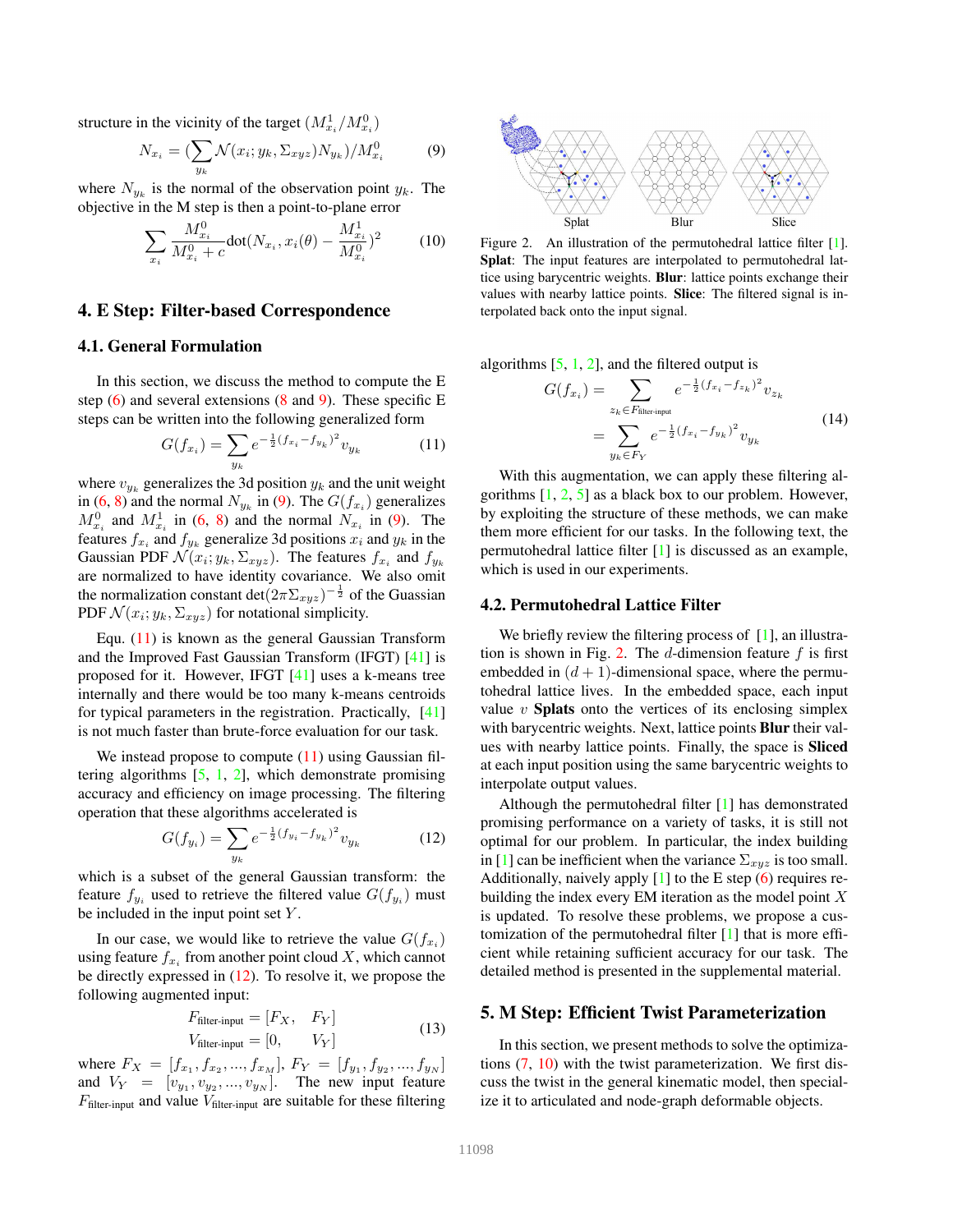structure in the vicinity of the target ($M^1_{x_i}/M^0_{x_i}$)

$$N_{x_i} = (\sum_{y_k} \mathcal{N}(x_i; y_k, \Sigma_{xyz}) N_{y_k}) / M^0_{x_i} \tag{9}$$

where $N_{y_k}$ is the normal of the observation point $y_k$. The objective in the M step is then a point-to-plane error

$$\sum_{x_i} \frac{M^0_{x_i}}{M^0_{x_i} + c} \text{dot}(N_{x_i}, x_i(\theta) - \frac{M^1_{x_i}}{M^0_{x_i}})^2 \tag{10}$$

## 4. E Step: Filter-based Correspondence

### 4.1. General Formulation

In this section, we discuss the method to compute the E step (6) and several extensions (8 and 9). These specific E steps can be written into the following generalized form

$$G(f_{x_i}) = \sum_{y_k} e^{-\frac{1}{2}(f_{x_i} - f_{y_k})^2} v_{y_k} \tag{11}$$

where $v_{y_k}$ generalizes the 3d position $y_k$ and the unit weight in (6, 8) and the normal $N_{y_k}$ in (9). The $G(f_{x_i})$ generalizes $M^0_{x_i}$ and $M^1_{x_i}$ in (6, 8) and the normal $N_{x_i}$ in (9). The features $f_{x_i}$ and $f_{y_k}$ generalize 3d positions $x_i$ and $y_k$ in the Gaussian PDF $\mathcal{N}(x_i; y_k, \Sigma_{xyz})$. The features $f_{x_i}$ and $f_{y_k}$ are normalized to have identity covariance. We also omit the normalization constant $\det(2\pi\Sigma_{xyz})^{-\frac{1}{2}}$ of the Guassian PDF $\mathcal{N}(x_i; y_k, \Sigma_{xyz})$ for notational simplicity.

Equ. (11) is known as the general Gaussian Transform and the Improved Fast Gaussian Transform (IFGT) [41] is proposed for it. However, IFGT [41] uses a k-means tree internally and there would be too many k-means centroids for typical parameters in the registration. Practically, [41] is not much faster than brute-force evaluation for our task.

We instead propose to compute (11) using Gaussian filtering algorithms [5, 1, 2], which demonstrate promising accuracy and efficiency on image processing. The filtering operation that these algorithms accelerated is

$$G(f_{y_i}) = \sum_{y_k} e^{-\frac{1}{2}(f_{y_i} - f_{y_k})^2} v_{y_k} \tag{12}$$

which is a subset of the general Gaussian transform: the feature $f_{y_i}$ used to retrieve the filtered value $G(f_{y_i})$ must be included in the input point set $Y$.

In our case, we would like to retrieve the value $G(f_{x_i})$ using feature $f_{x_i}$ from another point cloud $X$, which cannot be directly expressed in (12). To resolve it, we propose the following augmented input:

$$\begin{aligned} F_{\text{filter-input}} &= [F_X, \quad F_Y] \\ V_{\text{filter-input}} &= [0, \quad\;\; V_Y] \end{aligned} \tag{13}$$

where $F_X = [f_{x_1}, f_{x_2}, ..., f_{x_M}]$, $F_Y = [f_{y_1}, f_{y_2}, ..., f_{y_N}]$ and $V_Y = [v_{y_1}, v_{y_2}, ..., v_{y_N}]$. The new input feature $F_{\text{filter-input}}$ and value $V_{\text{filter-input}}$ are suitable for these filtering algorithms [5, 1, 2], and the filtered output is

$$\begin{aligned} G(f_{x_i}) &= \sum_{z_k \in F_{\text{filter-input}}} e^{-\frac{1}{2}(f_{x_i} - f_{z_k})^2} v_{z_k} \\ &= \sum_{y_k \in F_Y} e^{-\frac{1}{2}(f_{x_i} - f_{y_k})^2} v_{y_k} \end{aligned} \tag{14}$$

With this augmentation, we can apply these filtering algorithms [1, 2, 5] as a black box to our problem. However, by exploiting the structure of these methods, we can make them more efficient for our tasks. In the following text, the permutohedral lattice filter [1] is discussed as an example, which is used in our experiments.

Figure 2. An illustration of the permutohedral lattice filter [1]. **Splat**: The input features are interpolated to permutohedral lattice using barycentric weights. **Blur**: lattice points exchange their values with nearby lattice points. **Slice**: The filtered signal is interpolated back onto the input signal.

### 4.2. Permutohedral Lattice Filter

We briefly review the filtering process of [1], an illustration is shown in Fig. 2. The $d$-dimension feature $f$ is first embedded in $(d+1)$-dimensional space, where the permutohedral lattice lives. In the embedded space, each input value $v$ **Splats** onto the vertices of its enclosing simplex with barycentric weights. Next, lattice points **Blur** their values with nearby lattice points. Finally, the space is **Sliced** at each input position using the same barycentric weights to interpolate output values.

Although the permutohedral filter [1] has demonstrated promising performance on a variety of tasks, it is still not optimal for our problem. In particular, the index building in [1] can be inefficient when the variance $\Sigma_{xyz}$ is too small. Additionally, naively apply [1] to the E step (6) requires rebuilding the index every EM iteration as the model point $X$ is updated. To resolve these problems, we propose a customization of the permutohedral filter [1] that is more efficient while retaining sufficient accuracy for our task. The detailed method is presented in the supplemental material.

## 5. M Step: Efficient Twist Parameterization

In this section, we present methods to solve the optimizations (7, 10) with the twist parameterization. We first discuss the twist in the general kinematic model, then specialize it to articulated and node-graph deformable objects.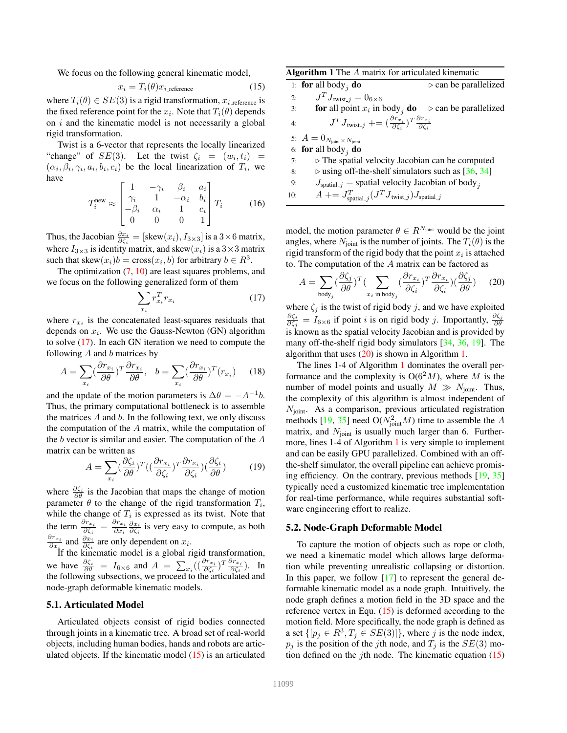We focus on the following general kinematic model,

$$x_i = T_i(\theta) x_{i\_\text{reference}} \tag{15}$$

where $T_i(\theta) \in SE(3)$ is a rigid transformation, $x_{i\_\text{reference}}$ is the fixed reference point for the $x_i$. Note that $T_i(\theta)$ depends on $i$ and the kinematic model is not necessarily a global rigid transformation.

Twist is a 6-vector that represents the locally linearized "change" of $SE(3)$. Let the twist $\zeta_i = (w_i, t_i) = (\alpha_i, \beta_i, \gamma_i, a_i, b_i, c_i)$ be the local linearization of $T_i$, we have

$$T_i^{\text{new}} \approx \begin{bmatrix} 1 & -\gamma_i & \beta_i & a_i \\ \gamma_i & 1 & -\alpha_i & b_i \\ -\beta_i & \alpha_i & 1 & c_i \\ 0 & 0 & 0 & 1 \end{bmatrix} T_i \tag{16}$$

Thus, the Jacobian $\frac{\partial x_i}{\partial \zeta_i} = [\text{skew}(x_i), I_{3\times3}]$ is a $3\times6$ matrix, where $I_{3\times3}$ is identity matrix, and $\text{skew}(x_i)$ is a $3\times3$ matrix such that $\text{skew}(x_i)b = \text{cross}(x_i, b)$ for arbitrary $b \in R^3$.

The optimization (7, 10) are least squares problems, and we focus on the following generalized form of them

$$\sum_{x_i} r_{x_i}^T r_{x_i} \tag{17}$$

where $r_{x_i}$ is the concatenated least-squares residuals that depends on $x_i$. We use the Gauss-Newton (GN) algorithm to solve (17). In each GN iteration we need to compute the following $A$ and $b$ matrices by

$$A = \sum_{x_i} (\frac{\partial r_{x_i}}{\partial \theta})^T \frac{\partial r_{x_i}}{\partial \theta}, \quad b = \sum_{x_i} (\frac{\partial r_{x_i}}{\partial \theta})^T (r_{x_i}) \tag{18}$$

and the update of the motion parameters is $\Delta\theta = -A^{-1}b$. Thus, the primary computational bottleneck is to assemble the matrices $A$ and $b$. In the following text, we only discuss the computation of the $A$ matrix, while the computation of the $b$ vector is similar and easier. The computation of the $A$ matrix can be written as

$$A = \sum_{x_i} (\frac{\partial \zeta_i}{\partial \theta})^T ((\frac{\partial r_{x_i}}{\partial \zeta_i})^T \frac{\partial r_{x_i}}{\partial \zeta_i})(\frac{\partial \zeta_i}{\partial \theta}) \tag{19}$$

where $\frac{\partial \zeta_i}{\partial \theta}$ is the Jacobian that maps the change of motion parameter $\theta$ to the change of the rigid transformation $T_i$, while the change of $T_i$ is expressed as its twist. Note that the term $\frac{\partial r_{x_i}}{\partial \zeta_i} = \frac{\partial r_{x_i}}{\partial x_i} \frac{\partial x_i}{\partial \zeta_i}$ is very easy to compute, as both $\frac{\partial r_{x_i}}{\partial x_i}$ and $\frac{\partial x_i}{\partial \zeta_i}$ are only dependent on $x_i$.

If the kinematic model is a global rigid transformation, we have $\frac{\partial \zeta_i}{\partial \theta} = I_{6\times6}$ and $A = \sum_{x_i} ((\frac{\partial r_{x_i}}{\partial \zeta_i})^T \frac{\partial r_{x_i}}{\partial \zeta_i})$. In the following subsections, we proceed to the articulated and node-graph deformable kinematic models.

## 5.1. Articulated Model

Articulated objects consist of rigid bodies connected through joints in a kinematic tree. A broad set of real-world objects, including human bodies, hands and robots are articulated objects. If the kinematic model (15) is an articulated model, the motion parameter $\theta \in R^{N_\text{joint}}$ would be the joint angles, where $N_\text{joint}$ is the number of joints. The $T_i(\theta)$ is the rigid transform of the rigid body that the point $x_i$ is attached to. The computation of the $A$ matrix can be factored as

$$A = \sum_{\text{body}_j} (\frac{\partial \zeta_j}{\partial \theta})^T (\sum_{x_i \text{ in body}_j} (\frac{\partial r_{x_i}}{\partial \zeta_i})^T \frac{\partial r_{x_i}}{\partial \zeta_i})(\frac{\partial \zeta_j}{\partial \theta}) \tag{20}$$

where $\zeta_j$ is the twist of rigid body $j$, and we have exploited $\frac{\partial \zeta_i}{\partial \zeta_j} = I_{6\times6}$ if point $i$ is on rigid body $j$. Importantly, $\frac{\partial \zeta_j}{\partial \theta}$ is known as the spatial velocity Jacobian and is provided by many off-the-shelf rigid body simulators [34, 36, 19]. The algorithm that uses (20) is shown in Algorithm 1.

**Algorithm 1** The $A$ matrix for articulated kinematic

```
1:  for all body_j do                                  ▷ can be parallelized
2:      J^T J_twist_j = 0_{6×6}
3:      for all point x_i in body_j do                 ▷ can be parallelized
4:          J^T J_twist_j += (∂r_{x_i}/∂ζ_i)^T ∂r_{x_i}/∂ζ_i
5:  A = 0_{N_joint × N_joint}
6:  for all body_j do
7:      ▷ The spatial velocity Jacobian can be computed
8:      ▷ using off-the-shelf simulators such as [36, 34]
9:      J_spatial_j = spatial velocity Jacobian of body_j
10:     A += J_spatial_j^T (J^T J_twist_j) J_spatial_j
```

The lines 1-4 of Algorithm 1 dominates the overall performance and the complexity is $O(6^2 M)$, where $M$ is the number of model points and usually $M \gg N_\text{joint}$. Thus, the complexity of this algorithm is almost independent of $N_\text{joint}$. As a comparison, previous articulated registration methods [19, 35] need $O(N_\text{joint}^2 M)$ time to assemble the $A$ matrix, and $N_\text{joint}$ is usually much larger than 6. Furthermore, lines 1-4 of Algorithm 1 is very simple to implement and can be easily GPU parallelized. Combined with an off-the-shelf simulator, the overall pipeline can achieve promising efficiency. On the contrary, previous methods [19, 35] typically need a customized kinematic tree implementation for real-time performance, while requires substantial software engineering effort to realize.

## 5.2. Node-Graph Deformable Model

To capture the motion of objects such as rope or cloth, we need a kinematic model which allows large deformation while preventing unrealistic collapsing or distortion. In this paper, we follow [17] to represent the general deformable kinematic model as a node graph. Intuitively, the node graph defines a motion field in the 3D space and the reference vertex in Equ. (15) is deformed according to the motion field. More specifically, the node graph is defined as a set $\{[p_j \in R^3, T_j \in SE(3)]\}$, where $j$ is the node index, $p_j$ is the position of the $j$th node, and $T_j$ is the $SE(3)$ motion defined on the $j$th node. The kinematic equation (15)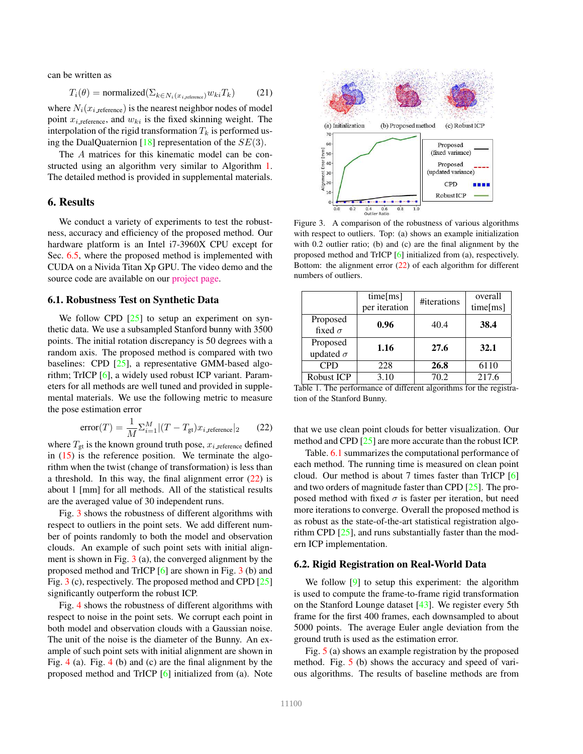can be written as

$$T_i(\theta) = \text{normalized}(\Sigma_{k \in N_i(x_{i\_\text{reference}})} w_{ki} T_k) \tag{21}$$

where $N_i(x_{i\_\text{reference}})$ is the nearest neighbor nodes of model point $x_{i\_\text{reference}}$, and $w_{ki}$ is the fixed skinning weight. The interpolation of the rigid transformation $T_k$ is performed using the DualQuaternion [18] representation of the $SE(3)$.

The $A$ matrices for this kinematic model can be constructed using an algorithm very similar to Algorithm 1. The detailed method is provided in supplemental materials.

## 6. Results

We conduct a variety of experiments to test the robustness, accuracy and efficiency of the proposed method. Our hardware platform is an Intel i7-3960X CPU except for Sec. 6.5, where the proposed method is implemented with CUDA on a Nivida Titan Xp GPU. The video demo and the source code are available on our project page.

### 6.1. Robustness Test on Synthetic Data

We follow CPD [25] to setup an experiment on synthetic data. We use a subsampled Stanford bunny with 3500 points. The initial rotation discrepancy is 50 degrees with a random axis. The proposed method is compared with two baselines: CPD [25], a representative GMM-based algorithm; TrICP [6], a widely used robust ICP variant. Parameters for all methods are well tuned and provided in supplemental materials. We use the following metric to measure the pose estimation error

$$\text{error}(T) = \frac{1}{M} \Sigma_{i=1}^{M} |(T - T_{\text{gt}}) x_{i\_\text{reference}}|_2 \tag{22}$$

where $T_{\text{gt}}$ is the known ground truth pose, $x_{i\_\text{reference}}$ defined in (15) is the reference position. We terminate the algorithm when the twist (change of transformation) is less than a threshold. In this way, the final alignment error (22) is about 1 [mm] for all methods. All of the statistical results are the averaged value of 30 independent runs.

Fig. 3 shows the robustness of different algorithms with respect to outliers in the point sets. We add different number of points randomly to both the model and observation clouds. An example of such point sets with initial alignment is shown in Fig. 3 (a), the converged alignment by the proposed method and TrICP [6] are shown in Fig. 3 (b) and Fig. 3 (c), respectively. The proposed method and CPD [25] significantly outperform the robust ICP.

Fig. 4 shows the robustness of different algorithms with respect to noise in the point sets. We corrupt each point in both model and observation clouds with a Gaussian noise. The unit of the noise is the diameter of the Bunny. An example of such point sets with initial alignment are shown in Fig. 4 (a). Fig. 4 (b) and (c) are the final alignment by the proposed method and TrICP [6] initialized from (a). Note that we use clean point clouds for better visualization. Our method and CPD [25] are more accurate than the robust ICP.

Figure 3. A comparison of the robustness of various algorithms with respect to outliers. Top: (a) shows an example initialization with 0.2 outlier ratio; (b) and (c) are the final alignment by the proposed method and TrICP [6] initialized from (a), respectively. Bottom: the alignment error (22) of each algorithm for different numbers of outliers.

| | time[ms] per iteration | #iterations | overall time[ms] |
|---|---|---|---|
| Proposed fixed $\sigma$ | **0.96** | 40.4 | **38.4** |
| Proposed updated $\sigma$ | **1.16** | **27.6** | **32.1** |
| CPD | 228 | **26.8** | 6110 |
| Robust ICP | 3.10 | 70.2 | 217.6 |

Table 1. The performance of different algorithms for the registration of the Stanford Bunny.

Table. 6.1 summarizes the computational performance of each method. The running time is measured on clean point cloud. Our method is about 7 times faster than TrICP [6] and two orders of magnitude faster than CPD [25]. The proposed method with fixed $\sigma$ is faster per iteration, but need more iterations to converge. Overall the proposed method is as robust as the state-of-the-art statistical registration algorithm CPD [25], and runs substantially faster than the modern ICP implementation.

### 6.2. Rigid Registration on Real-World Data

We follow [9] to setup this experiment: the algorithm is used to compute the frame-to-frame rigid transformation on the Stanford Lounge dataset [43]. We register every 5th frame for the first 400 frames, each downsampled to about 5000 points. The average Euler angle deviation from the ground truth is used as the estimation error.

Fig. 5 (a) shows an example registration by the proposed method. Fig. 5 (b) shows the accuracy and speed of various algorithms. The results of baseline methods are from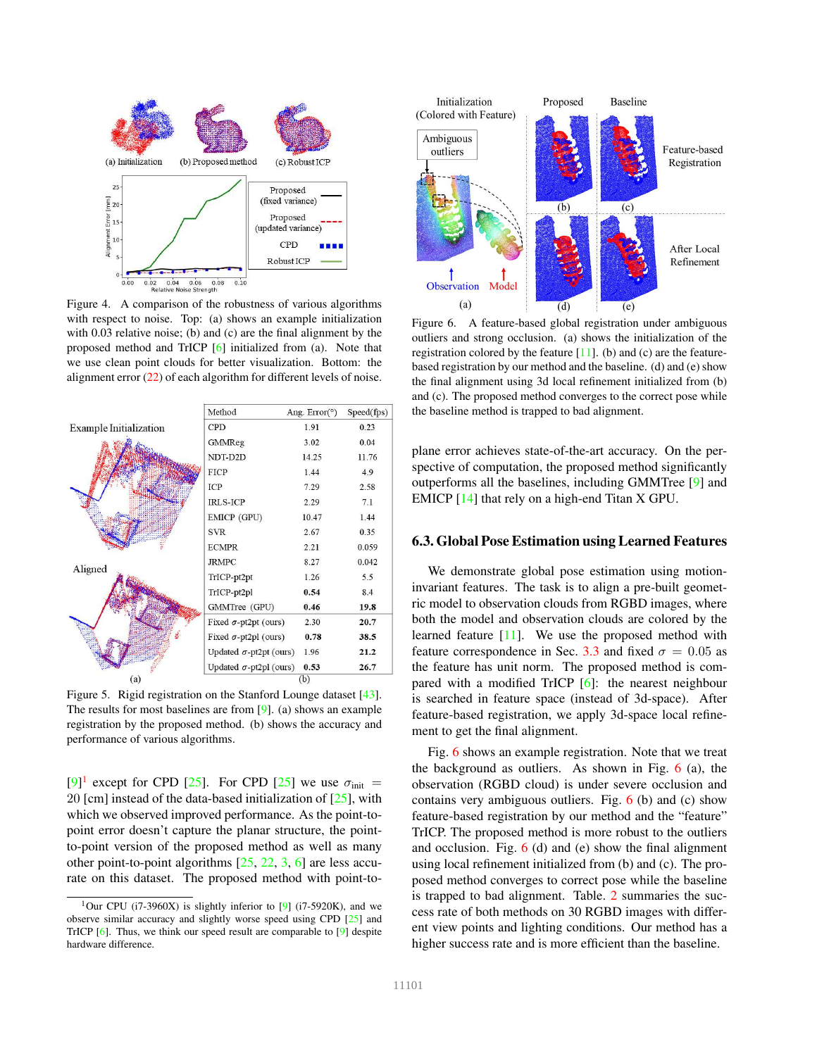Figure 4. A comparison of the robustness of various algorithms with respect to noise. Top: (a) shows an example initialization with 0.03 relative noise; (b) and (c) are the final alignment by the proposed method and TrICP [6] initialized from (a). Note that we use clean point clouds for better visualization. Bottom: the alignment error (22) of each algorithm for different levels of noise.

| Method | Ang. Error(°) | Speed(fps) |
|---|---|---|
| CPD | 1.91 | 0.23 |
| GMMReg | 3.02 | 0.04 |
| NDT-D2D | 14.25 | 11.76 |
| FICP | 1.44 | 4.9 |
| ICP | 7.29 | 2.58 |
| IRLS-ICP | 2.29 | 7.1 |
| EMICP (GPU) | 10.47 | 1.44 |
| SVR | 2.67 | 0.35 |
| ECMPR | 2.21 | 0.059 |
| JRMPC | 8.27 | 0.042 |
| TrICP-pt2pt | 1.26 | 5.5 |
| TrICP-pt2pl | **0.54** | 8.4 |
| GMMTree (GPU) | **0.46** | **19.8** |
| Fixed $\sigma$-pt2pt (ours) | 2.30 | **20.7** |
| Fixed $\sigma$-pt2pl (ours) | **0.78** | **38.5** |
| Updated $\sigma$-pt2pt (ours) | 1.96 | **21.2** |
| Updated $\sigma$-pt2pl (ours) | **0.53** | **26.7** |

Figure 5. Rigid registration on the Stanford Lounge dataset [43]. The results for most baselines are from [9]. (a) shows an example registration by the proposed method. (b) shows the accuracy and performance of various algorithms.

[9][1] except for CPD [25]. For CPD [25] we use $\sigma_{\text{init}} = 20$ [cm] instead of the data-based initialization of [25], with which we observed improved performance. As the point-to-point error doesn't capture the planar structure, the point-to-point version of the proposed method as well as many other point-to-point algorithms [25, 22, 3, 6] are less accurate on this dataset. The proposed method with point-to-plane error achieves state-of-the-art accuracy. On the perspective of computation, the proposed method significantly outperforms all the baselines, including GMMTree [9] and EMICP [14] that rely on a high-end Titan X GPU.

[1] Our CPU (i7-3960X) is slightly inferior to [9] (i7-5920K), and we observe similar accuracy and slightly worse speed using CPD [25] and TrICP [6]. Thus, we think our speed result are comparable to [9] despite hardware difference.

Figure 6. A feature-based global registration under ambiguous outliers and strong occlusion. (a) shows the initialization of the registration colored by the feature [11]. (b) and (c) are the feature-based registration by our method and the baseline. (d) and (e) show the final alignment using 3d local refinement initialized from (b) and (c). The proposed method converges to the correct pose while the baseline method is trapped to bad alignment.

### 6.3. Global Pose Estimation using Learned Features

We demonstrate global pose estimation using motion-invariant features. The task is to align a pre-built geometric model to observation clouds from RGBD images, where both the model and observation clouds are colored by the learned feature [11]. We use the proposed method with feature correspondence in Sec. 3.3 and fixed $\sigma = 0.05$ as the feature has unit norm. The proposed method is compared with a modified TrICP [6]: the nearest neighbour is searched in feature space (instead of 3d-space). After feature-based registration, we apply 3d-space local refinement to get the final alignment.

Fig. 6 shows an example registration. Note that we treat the background as outliers. As shown in Fig. 6 (a), the observation (RGBD cloud) is under severe occlusion and contains very ambiguous outliers. Fig. 6 (b) and (c) show feature-based registration by our method and the "feature" TrICP. The proposed method is more robust to the outliers and occlusion. Fig. 6 (d) and (e) show the final alignment using local refinement initialized from (b) and (c). The proposed method converges to correct pose while the baseline is trapped to bad alignment. Table. 2 summaries the success rate of both methods on 30 RGBD images with different view points and lighting conditions. Our method has a higher success rate and is more efficient than the baseline.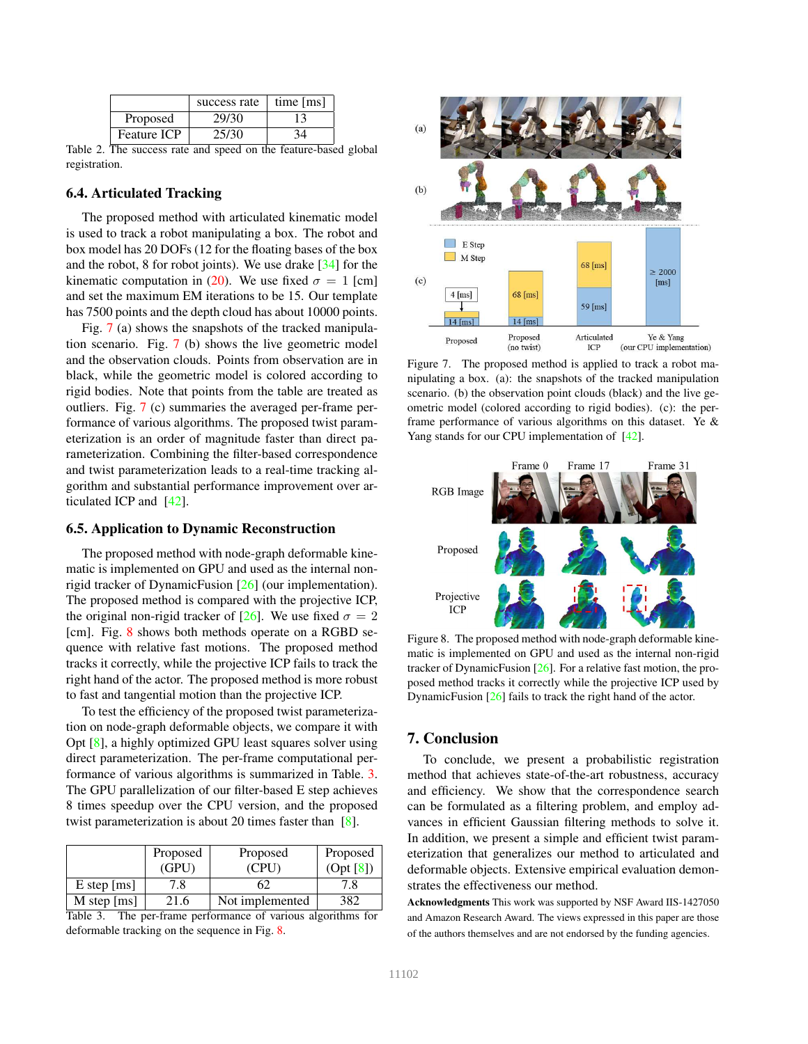|  | success rate | time [ms] |
|---|---|---|
| Proposed | 29/30 | 13 |
| Feature ICP | 25/30 | 34 |

Table 2. The success rate and speed on the feature-based global registration.

### 6.4. Articulated Tracking

The proposed method with articulated kinematic model is used to track a robot manipulating a box. The robot and box model has 20 DOFs (12 for the floating bases of the box and the robot, 8 for robot joints). We use drake [34] for the kinematic computation in (20). We use fixed $\sigma = 1$ [cm] and set the maximum EM iterations to be 15. Our template has 7500 points and the depth cloud has about 10000 points.

Fig. 7 (a) shows the snapshots of the tracked manipulation scenario. Fig. 7 (b) shows the live geometric model and the observation clouds. Points from observation are in black, while the geometric model is colored according to rigid bodies. Note that points from the table are treated as outliers. Fig. 7 (c) summaries the averaged per-frame performance of various algorithms. The proposed twist parameterization is an order of magnitude faster than direct parameterization. Combining the filter-based correspondence and twist parameterization leads to a real-time tracking algorithm and substantial performance improvement over articulated ICP and [42].

Figure 7. The proposed method is applied to track a robot manipulating a box. (a): the snapshots of the tracked manipulation scenario. (b) the observation point clouds (black) and the live geometric model (colored according to rigid bodies). (c): the per-frame performance of various algorithms on this dataset. Ye & Yang stands for our CPU implementation of [42].

### 6.5. Application to Dynamic Reconstruction

The proposed method with node-graph deformable kinematic is implemented on GPU and used as the internal non-rigid tracker of DynamicFusion [26] (our implementation). The proposed method is compared with the projective ICP, the original non-rigid tracker of [26]. We use fixed $\sigma = 2$ [cm]. Fig. 8 shows both methods operate on a RGBD sequence with relative fast motions. The proposed method tracks it correctly, while the projective ICP fails to track the right hand of the actor. The proposed method is more robust to fast and tangential motion than the projective ICP.

To test the efficiency of the proposed twist parameterization on node-graph deformable objects, we compare it with Opt [8], a highly optimized GPU least squares solver using direct parameterization. The per-frame computational performance of various algorithms is summarized in Table. 3. The GPU parallelization of our filter-based E step achieves 8 times speedup over the CPU version, and the proposed twist parameterization is about 20 times faster than [8].

|  | Proposed (GPU) | Proposed (CPU) | Proposed (Opt [8]) |
|---|---|---|---|
| E step [ms] | 7.8 | 62 | 7.8 |
| M step [ms] | 21.6 | Not implemented | 382 |

Table 3. The per-frame performance of various algorithms for deformable tracking on the sequence in Fig. 8.

Figure 8. The proposed method with node-graph deformable kinematic is implemented on GPU and used as the internal non-rigid tracker of DynamicFusion [26]. For a relative fast motion, the proposed method tracks it correctly while the projective ICP used by DynamicFusion [26] fails to track the right hand of the actor.

## 7. Conclusion

To conclude, we present a probabilistic registration method that achieves state-of-the-art robustness, accuracy and efficiency. We show that the correspondence search can be formulated as a filtering problem, and employ advances in efficient Gaussian filtering methods to solve it. In addition, we present a simple and efficient twist parameterization that generalizes our method to articulated and deformable objects. Extensive empirical evaluation demonstrates the effectiveness our method.

**Acknowledgments** This work was supported by NSF Award IIS-1427050 and Amazon Research Award. The views expressed in this paper are those of the authors themselves and are not endorsed by the funding agencies.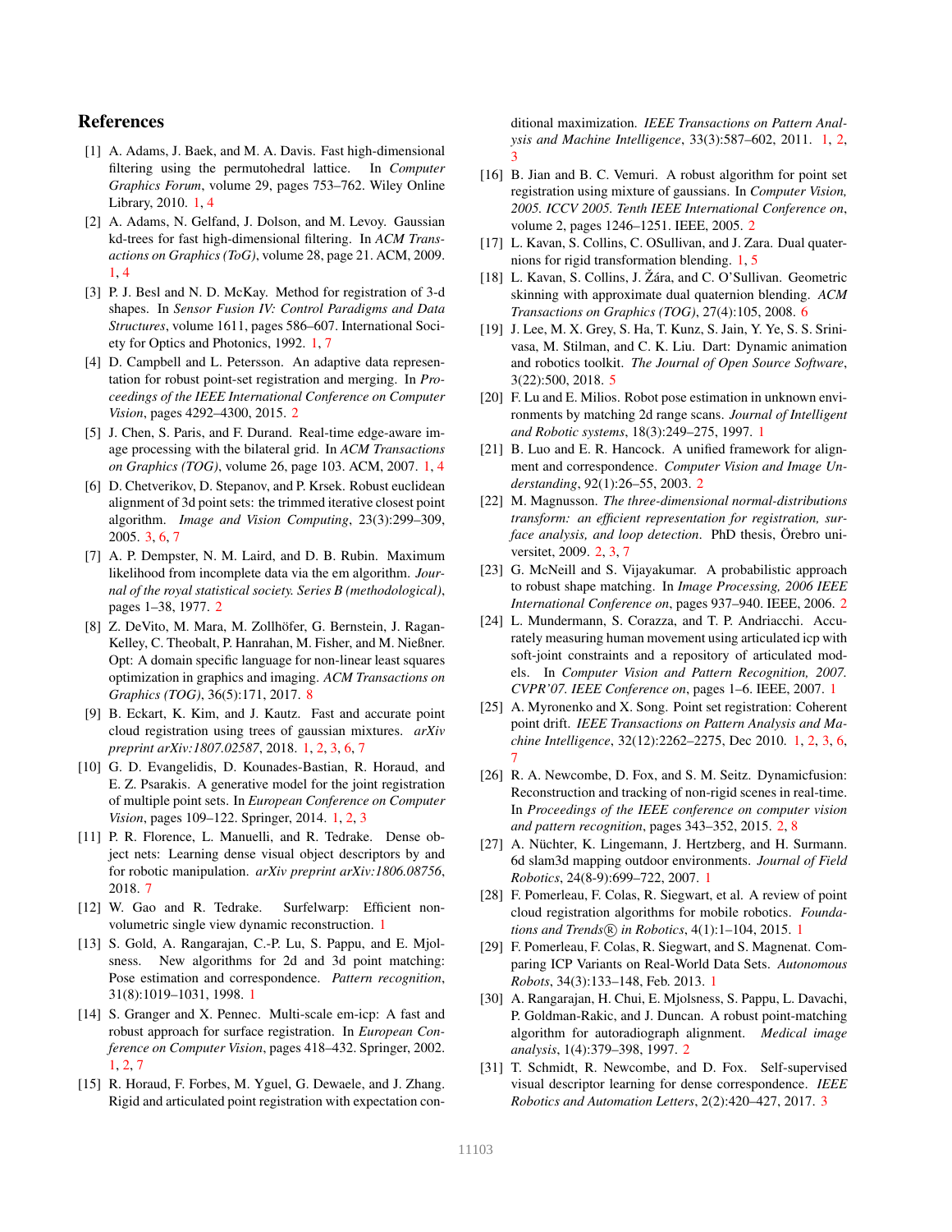## References

[1] A. Adams, J. Baek, and M. A. Davis. Fast high-dimensional filtering using the permutohedral lattice. In *Computer Graphics Forum*, volume 29, pages 753–762. Wiley Online Library, 2010. 1, 4

[2] A. Adams, N. Gelfand, J. Dolson, and M. Levoy. Gaussian kd-trees for fast high-dimensional filtering. In *ACM Transactions on Graphics (ToG)*, volume 28, page 21. ACM, 2009. 1, 4

[3] P. J. Besl and N. D. McKay. Method for registration of 3-d shapes. In *Sensor Fusion IV: Control Paradigms and Data Structures*, volume 1611, pages 586–607. International Society for Optics and Photonics, 1992. 1, 7

[4] D. Campbell and L. Petersson. An adaptive data representation for robust point-set registration and merging. In *Proceedings of the IEEE International Conference on Computer Vision*, pages 4292–4300, 2015. 2

[5] J. Chen, S. Paris, and F. Durand. Real-time edge-aware image processing with the bilateral grid. In *ACM Transactions on Graphics (TOG)*, volume 26, page 103. ACM, 2007. 1, 4

[6] D. Chetverikov, D. Stepanov, and P. Krsek. Robust euclidean alignment of 3d point sets: the trimmed iterative closest point algorithm. *Image and Vision Computing*, 23(3):299–309, 2005. 3, 6, 7

[7] A. P. Dempster, N. M. Laird, and D. B. Rubin. Maximum likelihood from incomplete data via the em algorithm. *Journal of the royal statistical society. Series B (methodological)*, pages 1–38, 1977. 2

[8] Z. DeVito, M. Mara, M. Zollhöfer, G. Bernstein, J. Ragan-Kelley, C. Theobalt, P. Hanrahan, M. Fisher, and M. Nießner. Opt: A domain specific language for non-linear least squares optimization in graphics and imaging. *ACM Transactions on Graphics (TOG)*, 36(5):171, 2017. 8

[9] B. Eckart, K. Kim, and J. Kautz. Fast and accurate point cloud registration using trees of gaussian mixtures. *arXiv preprint arXiv:1807.02587*, 2018. 1, 2, 3, 6, 7

[10] G. D. Evangelidis, D. Kounades-Bastian, R. Horaud, and E. Z. Psarakis. A generative model for the joint registration of multiple point sets. In *European Conference on Computer Vision*, pages 109–122. Springer, 2014. 1, 2, 3

[11] P. R. Florence, L. Manuelli, and R. Tedrake. Dense object nets: Learning dense visual object descriptors by and for robotic manipulation. *arXiv preprint arXiv:1806.08756*, 2018. 7

[12] W. Gao and R. Tedrake. Surfelwarp: Efficient non-volumetric single view dynamic reconstruction. 1

[13] S. Gold, A. Rangarajan, C.-P. Lu, S. Pappu, and E. Mjolsness. New algorithms for 2d and 3d point matching: Pose estimation and correspondence. *Pattern recognition*, 31(8):1019–1031, 1998. 1

[14] S. Granger and X. Pennec. Multi-scale em-icp: A fast and robust approach for surface registration. In *European Conference on Computer Vision*, pages 418–432. Springer, 2002. 1, 2, 7

[15] R. Horaud, F. Forbes, M. Yguel, G. Dewaele, and J. Zhang. Rigid and articulated point registration with expectation conditional maximization. *IEEE Transactions on Pattern Analysis and Machine Intelligence*, 33(3):587–602, 2011. 1, 2, 3

[16] B. Jian and B. C. Vemuri. A robust algorithm for point set registration using mixture of gaussians. In *Computer Vision, 2005. ICCV 2005. Tenth IEEE International Conference on*, volume 2, pages 1246–1251. IEEE, 2005. 2

[17] L. Kavan, S. Collins, C. OSullivan, and J. Zara. Dual quaternions for rigid transformation blending. 1, 5

[18] L. Kavan, S. Collins, J. Žára, and C. O'Sullivan. Geometric skinning with approximate dual quaternion blending. *ACM Transactions on Graphics (TOG)*, 27(4):105, 2008. 6

[19] J. Lee, M. X. Grey, S. Ha, T. Kunz, S. Jain, Y. Ye, S. S. Srinivasa, M. Stilman, and C. K. Liu. Dart: Dynamic animation and robotics toolkit. *The Journal of Open Source Software*, 3(22):500, 2018. 5

[20] F. Lu and E. Milios. Robot pose estimation in unknown environments by matching 2d range scans. *Journal of Intelligent and Robotic systems*, 18(3):249–275, 1997. 1

[21] B. Luo and E. R. Hancock. A unified framework for alignment and correspondence. *Computer Vision and Image Understanding*, 92(1):26–55, 2003. 2

[22] M. Magnusson. *The three-dimensional normal-distributions transform: an efficient representation for registration, surface analysis, and loop detection*. PhD thesis, Örebro universitet, 2009. 2, 3, 7

[23] G. McNeill and S. Vijayakumar. A probabilistic approach to robust shape matching. In *Image Processing, 2006 IEEE International Conference on*, pages 937–940. IEEE, 2006. 2

[24] L. Mundermann, S. Corazza, and T. P. Andriacchi. Accurately measuring human movement using articulated icp with soft-joint constraints and a repository of articulated models. In *Computer Vision and Pattern Recognition, 2007. CVPR'07. IEEE Conference on*, pages 1–6. IEEE, 2007. 1

[25] A. Myronenko and X. Song. Point set registration: Coherent point drift. *IEEE Transactions on Pattern Analysis and Machine Intelligence*, 32(12):2262–2275, Dec 2010. 1, 2, 3, 6, 7

[26] R. A. Newcombe, D. Fox, and S. M. Seitz. Dynamicfusion: Reconstruction and tracking of non-rigid scenes in real-time. In *Proceedings of the IEEE conference on computer vision and pattern recognition*, pages 343–352, 2015. 2, 8

[27] A. Nüchter, K. Lingemann, J. Hertzberg, and H. Surmann. 6d slam3d mapping outdoor environments. *Journal of Field Robotics*, 24(8-9):699–722, 2007. 1

[28] F. Pomerleau, F. Colas, R. Siegwart, et al. A review of point cloud registration algorithms for mobile robotics. *Foundations and Trends® in Robotics*, 4(1):1–104, 2015. 1

[29] F. Pomerleau, F. Colas, R. Siegwart, and S. Magnenat. Comparing ICP Variants on Real-World Data Sets. *Autonomous Robots*, 34(3):133–148, Feb. 2013. 1

[30] A. Rangarajan, H. Chui, E. Mjolsness, S. Pappu, L. Davachi, P. Goldman-Rakic, and J. Duncan. A robust point-matching algorithm for autoradiograph alignment. *Medical image analysis*, 1(4):379–398, 1997. 2

[31] T. Schmidt, R. Newcombe, and D. Fox. Self-supervised visual descriptor learning for dense correspondence. *IEEE Robotics and Automation Letters*, 2(2):420–427, 2017. 3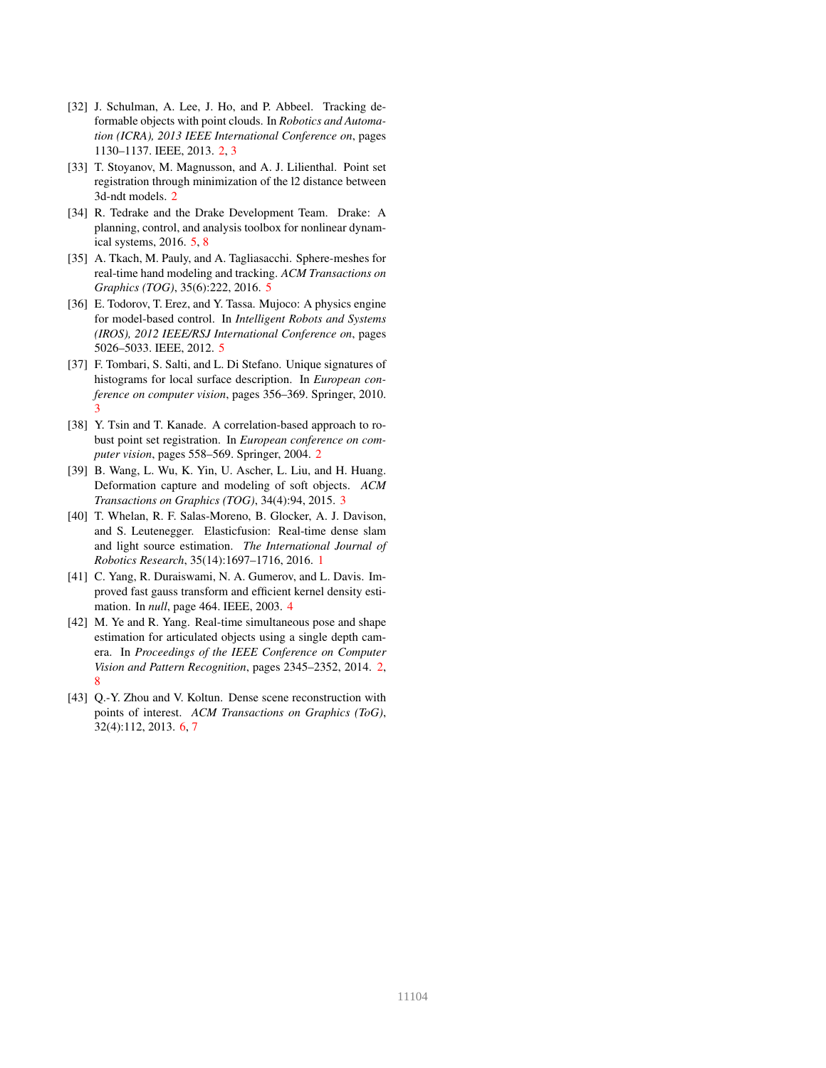[32] J. Schulman, A. Lee, J. Ho, and P. Abbeel. Tracking deformable objects with point clouds. In *Robotics and Automation (ICRA), 2013 IEEE International Conference on*, pages 1130–1137. IEEE, 2013. 2, 3

[33] T. Stoyanov, M. Magnusson, and A. J. Lilienthal. Point set registration through minimization of the l2 distance between 3d-ndt models. 2

[34] R. Tedrake and the Drake Development Team. Drake: A planning, control, and analysis toolbox for nonlinear dynamical systems, 2016. 5, 8

[35] A. Tkach, M. Pauly, and A. Tagliasacchi. Sphere-meshes for real-time hand modeling and tracking. *ACM Transactions on Graphics (TOG)*, 35(6):222, 2016. 5

[36] E. Todorov, T. Erez, and Y. Tassa. Mujoco: A physics engine for model-based control. In *Intelligent Robots and Systems (IROS), 2012 IEEE/RSJ International Conference on*, pages 5026–5033. IEEE, 2012. 5

[37] F. Tombari, S. Salti, and L. Di Stefano. Unique signatures of histograms for local surface description. In *European conference on computer vision*, pages 356–369. Springer, 2010. 3

[38] Y. Tsin and T. Kanade. A correlation-based approach to robust point set registration. In *European conference on computer vision*, pages 558–569. Springer, 2004. 2

[39] B. Wang, L. Wu, K. Yin, U. Ascher, L. Liu, and H. Huang. Deformation capture and modeling of soft objects. *ACM Transactions on Graphics (TOG)*, 34(4):94, 2015. 3

[40] T. Whelan, R. F. Salas-Moreno, B. Glocker, A. J. Davison, and S. Leutenegger. Elasticfusion: Real-time dense slam and light source estimation. *The International Journal of Robotics Research*, 35(14):1697–1716, 2016. 1

[41] C. Yang, R. Duraiswami, N. A. Gumerov, and L. Davis. Improved fast gauss transform and efficient kernel density estimation. In *null*, page 464. IEEE, 2003. 4

[42] M. Ye and R. Yang. Real-time simultaneous pose and shape estimation for articulated objects using a single depth camera. In *Proceedings of the IEEE Conference on Computer Vision and Pattern Recognition*, pages 2345–2352, 2014. 2, 8

[43] Q.-Y. Zhou and V. Koltun. Dense scene reconstruction with points of interest. *ACM Transactions on Graphics (ToG)*, 32(4):112, 2013. 6, 7